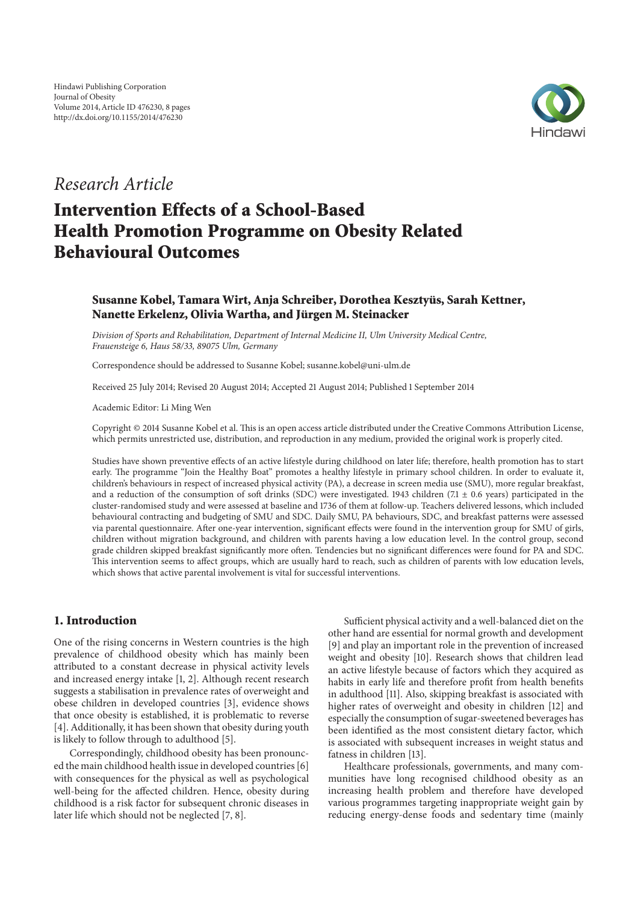Hindawi Publishing Corporation
Journal of Obesity
Volume 2014, Article ID 476230, 8 pages
http://dx.doi.org/10.1155/2014/476230

*Research Article*

# Intervention Effects of a School-Based Health Promotion Programme on Obesity Related Behavioural Outcomes

**Susanne Kobel, Tamara Wirt, Anja Schreiber, Dorothea Kesztyüs, Sarah Kettner, Nanette Erkelenz, Olivia Wartha, and Jürgen M. Steinacker**

*Division of Sports and Rehabilitation, Department of Internal Medicine II, Ulm University Medical Centre, Frauensteige 6, Haus 58/33, 89075 Ulm, Germany*

Correspondence should be addressed to Susanne Kobel; susanne.kobel@uni-ulm.de

Received 25 July 2014; Revised 20 August 2014; Accepted 21 August 2014; Published 1 September 2014

Academic Editor: Li Ming Wen

Copyright © 2014 Susanne Kobel et al. This is an open access article distributed under the Creative Commons Attribution License, which permits unrestricted use, distribution, and reproduction in any medium, provided the original work is properly cited.

Studies have shown preventive effects of an active lifestyle during childhood on later life; therefore, health promotion has to start early. The programme "Join the Healthy Boat" promotes a healthy lifestyle in primary school children. In order to evaluate it, children's behaviours in respect of increased physical activity (PA), a decrease in screen media use (SMU), more regular breakfast, and a reduction of the consumption of soft drinks (SDC) were investigated. 1943 children ($7.1 \pm 0.6$ years) participated in the cluster-randomised study and were assessed at baseline and 1736 of them at follow-up. Teachers delivered lessons, which included behavioural contracting and budgeting of SMU and SDC. Daily SMU, PA behaviours, SDC, and breakfast patterns were assessed via parental questionnaire. After one-year intervention, significant effects were found in the intervention group for SMU of girls, children without migration background, and children with parents having a low education level. In the control group, second grade children skipped breakfast significantly more often. Tendencies but no significant differences were found for PA and SDC. This intervention seems to affect groups, which are usually hard to reach, such as children of parents with low education levels, which shows that active parental involvement is vital for successful interventions.

## 1. Introduction

One of the rising concerns in Western countries is the high prevalence of childhood obesity which has mainly been attributed to a constant decrease in physical activity levels and increased energy intake [1, 2]. Although recent research suggests a stabilisation in prevalence rates of overweight and obese children in developed countries [3], evidence shows that once obesity is established, it is problematic to reverse [4]. Additionally, it has been shown that obesity during youth is likely to follow through to adulthood [5].

Correspondingly, childhood obesity has been pronounced the main childhood health issue in developed countries [6] with consequences for the physical as well as psychological well-being for the affected children. Hence, obesity during childhood is a risk factor for subsequent chronic diseases in later life which should not be neglected [7, 8].

Sufficient physical activity and a well-balanced diet on the other hand are essential for normal growth and development [9] and play an important role in the prevention of increased weight and obesity [10]. Research shows that children lead an active lifestyle because of factors which they acquired as habits in early life and therefore profit from health benefits in adulthood [11]. Also, skipping breakfast is associated with higher rates of overweight and obesity in children [12] and especially the consumption of sugar-sweetened beverages has been identified as the most consistent dietary factor, which is associated with subsequent increases in weight status and fatness in children [13].

Healthcare professionals, governments, and many communities have long recognised childhood obesity as an increasing health problem and therefore have developed various programmes targeting inappropriate weight gain by reducing energy-dense foods and sedentary time (mainly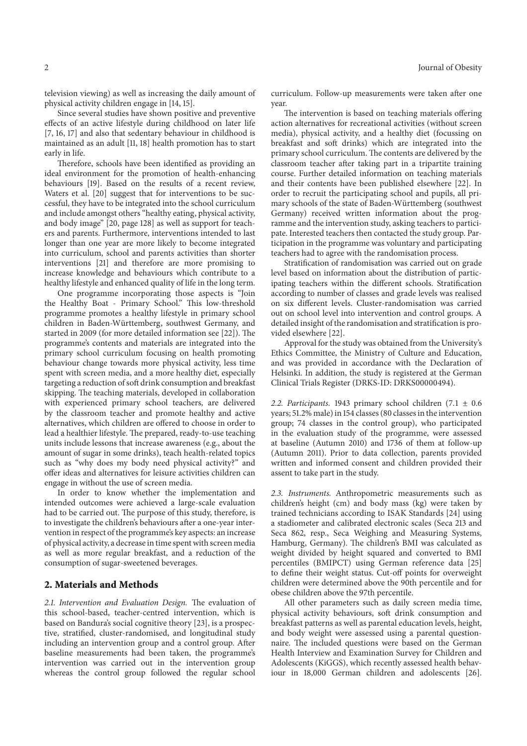television viewing) as well as increasing the daily amount of physical activity children engage in [14, 15].

Since several studies have shown positive and preventive effects of an active lifestyle during childhood on later life [7, 16, 17] and also that sedentary behaviour in childhood is maintained as an adult [11, 18] health promotion has to start early in life.

Therefore, schools have been identified as providing an ideal environment for the promotion of health-enhancing behaviours [19]. Based on the results of a recent review, Waters et al. [20] suggest that for interventions to be successful, they have to be integrated into the school curriculum and include amongst others "healthy eating, physical activity, and body image" [20, page 128] as well as support for teachers and parents. Furthermore, interventions intended to last longer than one year are more likely to become integrated into curriculum, school and parents activities than shorter interventions [21] and therefore are more promising to increase knowledge and behaviours which contribute to a healthy lifestyle and enhanced quality of life in the long term.

One programme incorporating those aspects is "Join the Healthy Boat - Primary School." This low-threshold programme promotes a healthy lifestyle in primary school children in Baden-Württemberg, southwest Germany, and started in 2009 (for more detailed information see [22]). The programme's contents and materials are integrated into the primary school curriculum focusing on health promoting behaviour change towards more physical activity, less time spent with screen media, and a more healthy diet, especially targeting a reduction of soft drink consumption and breakfast skipping. The teaching materials, developed in collaboration with experienced primary school teachers, are delivered by the classroom teacher and promote healthy and active alternatives, which children are offered to choose in order to lead a healthier lifestyle. The prepared, ready-to-use teaching units include lessons that increase awareness (e.g., about the amount of sugar in some drinks), teach health-related topics such as "why does my body need physical activity?" and offer ideas and alternatives for leisure activities children can engage in without the use of screen media.

In order to know whether the implementation and intended outcomes were achieved a large-scale evaluation had to be carried out. The purpose of this study, therefore, is to investigate the children's behaviours after a one-year intervention in respect of the programme's key aspects: an increase of physical activity, a decrease in time spent with screen media as well as more regular breakfast, and a reduction of the consumption of sugar-sweetened beverages.

## 2. Materials and Methods

*2.1. Intervention and Evaluation Design.* The evaluation of this school-based, teacher-centred intervention, which is based on Bandura's social cognitive theory [23], is a prospective, stratified, cluster-randomised, and longitudinal study including an intervention group and a control group. After baseline measurements had been taken, the programme's intervention was carried out in the intervention group whereas the control group followed the regular school curriculum. Follow-up measurements were taken after one year.

The intervention is based on teaching materials offering action alternatives for recreational activities (without screen media), physical activity, and a healthy diet (focussing on breakfast and soft drinks) which are integrated into the primary school curriculum. The contents are delivered by the classroom teacher after taking part in a tripartite training course. Further detailed information on teaching materials and their contents have been published elsewhere [22]. In order to recruit the participating school and pupils, all primary schools of the state of Baden-Württemberg (southwest Germany) received written information about the programme and the intervention study, asking teachers to participate. Interested teachers then contacted the study group. Participation in the programme was voluntary and participating teachers had to agree with the randomisation process.

Stratification of randomisation was carried out on grade level based on information about the distribution of participating teachers within the different schools. Stratification according to number of classes and grade levels was realised on six different levels. Cluster-randomisation was carried out on school level into intervention and control groups. A detailed insight of the randomisation and stratification is provided elsewhere [22].

Approval for the study was obtained from the University's Ethics Committee, the Ministry of Culture and Education, and was provided in accordance with the Declaration of Helsinki. In addition, the study is registered at the German Clinical Trials Register (DRKS-ID: DRKS00000494).

*2.2. Participants.* 1943 primary school children ($7.1 \pm 0.6$ years; 51.2% male) in 154 classes (80 classes in the intervention group; 74 classes in the control group), who participated in the evaluation study of the programme, were assessed at baseline (Autumn 2010) and 1736 of them at follow-up (Autumn 2011). Prior to data collection, parents provided written and informed consent and children provided their assent to take part in the study.

*2.3. Instruments.* Anthropometric measurements such as children's height (cm) and body mass (kg) were taken by trained technicians according to ISAK Standards [24] using a stadiometer and calibrated electronic scales (Seca 213 and Seca 862, resp., Seca Weighing and Measuring Systems, Hamburg, Germany). The children's BMI was calculated as weight divided by height squared and converted to BMI percentiles (BMIPCT) using German reference data [25] to define their weight status. Cut-off points for overweight children were determined above the 90th percentile and for obese children above the 97th percentile.

All other parameters such as daily screen media time, physical activity behaviours, soft drink consumption and breakfast patterns as well as parental education levels, height, and body weight were assessed using a parental questionnaire. The included questions were based on the German Health Interview and Examination Survey for Children and Adolescents (KiGGS), which recently assessed health behaviour in 18,000 German children and adolescents [26].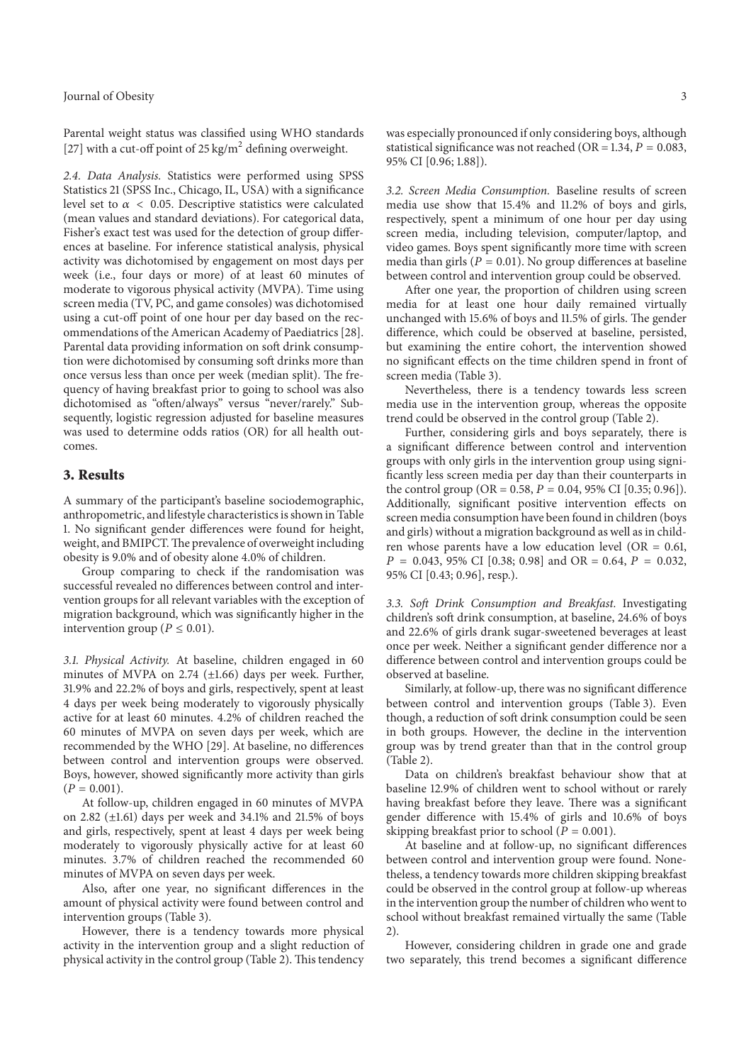Parental weight status was classified using WHO standards [27] with a cut-off point of 25 kg/m$^2$ defining overweight.

*2.4. Data Analysis.* Statistics were performed using SPSS Statistics 21 (SPSS Inc., Chicago, IL, USA) with a significance level set to $\alpha < 0.05$. Descriptive statistics were calculated (mean values and standard deviations). For categorical data, Fisher's exact test was used for the detection of group differences at baseline. For inference statistical analysis, physical activity was dichotomised by engagement on most days per week (i.e., four days or more) of at least 60 minutes of moderate to vigorous physical activity (MVPA). Time using screen media (TV, PC, and game consoles) was dichotomised using a cut-off point of one hour per day based on the recommendations of the American Academy of Paediatrics [28]. Parental data providing information on soft drink consumption were dichotomised by consuming soft drinks more than once versus less than once per week (median split). The frequency of having breakfast prior to going to school was also dichotomised as "often/always" versus "never/rarely." Subsequently, logistic regression adjusted for baseline measures was used to determine odds ratios (OR) for all health outcomes.

## 3. Results

A summary of the participant's baseline sociodemographic, anthropometric, and lifestyle characteristics is shown in Table 1. No significant gender differences were found for height, weight, and BMIPCT. The prevalence of overweight including obesity is 9.0% and of obesity alone 4.0% of children.

Group comparing to check if the randomisation was successful revealed no differences between control and intervention groups for all relevant variables with the exception of migration background, which was significantly higher in the intervention group ($P \leq 0.01$).

*3.1. Physical Activity.* At baseline, children engaged in 60 minutes of MVPA on 2.74 (±1.66) days per week. Further, 31.9% and 22.2% of boys and girls, respectively, spent at least 4 days per week being moderately to vigorously physically active for at least 60 minutes. 4.2% of children reached the 60 minutes of MVPA on seven days per week, which are recommended by the WHO [29]. At baseline, no differences between control and intervention groups were observed. Boys, however, showed significantly more activity than girls ($P = 0.001$).

At follow-up, children engaged in 60 minutes of MVPA on 2.82 (±1.61) days per week and 34.1% and 21.5% of boys and girls, respectively, spent at least 4 days per week being moderately to vigorously physically active for at least 60 minutes. 3.7% of children reached the recommended 60 minutes of MVPA on seven days per week.

Also, after one year, no significant differences in the amount of physical activity were found between control and intervention groups (Table 3).

However, there is a tendency towards more physical activity in the intervention group and a slight reduction of physical activity in the control group (Table 2). This tendency was especially pronounced if only considering boys, although statistical significance was not reached (OR = 1.34, $P = 0.083$, 95% CI [0.96; 1.88]).

*3.2. Screen Media Consumption.* Baseline results of screen media use show that 15.4% and 11.2% of boys and girls, respectively, spent a minimum of one hour per day using screen media, including television, computer/laptop, and video games. Boys spent significantly more time with screen media than girls ($P = 0.01$). No group differences at baseline between control and intervention group could be observed.

After one year, the proportion of children using screen media for at least one hour daily remained virtually unchanged with 15.6% of boys and 11.5% of girls. The gender difference, which could be observed at baseline, persisted, but examining the entire cohort, the intervention showed no significant effects on the time children spend in front of screen media (Table 3).

Nevertheless, there is a tendency towards less screen media use in the intervention group, whereas the opposite trend could be observed in the control group (Table 2).

Further, considering girls and boys separately, there is a significant difference between control and intervention groups with only girls in the intervention group using significantly less screen media per day than their counterparts in the control group (OR = 0.58, $P = 0.04$, 95% CI [0.35; 0.96]). Additionally, significant positive intervention effects on screen media consumption have been found in children (boys and girls) without a migration background as well as in children whose parents have a low education level (OR = 0.61, $P = 0.043$, 95% CI [0.38; 0.98] and OR = 0.64, $P = 0.032$, 95% CI [0.43; 0.96], resp.).

*3.3. Soft Drink Consumption and Breakfast.* Investigating children's soft drink consumption, at baseline, 24.6% of boys and 22.6% of girls drank sugar-sweetened beverages at least once per week. Neither a significant gender difference nor a difference between control and intervention groups could be observed at baseline.

Similarly, at follow-up, there was no significant difference between control and intervention groups (Table 3). Even though, a reduction of soft drink consumption could be seen in both groups. However, the decline in the intervention group was by trend greater than that in the control group (Table 2).

Data on children's breakfast behaviour show that at baseline 12.9% of children went to school without or rarely having breakfast before they leave. There was a significant gender difference with 15.4% of girls and 10.6% of boys skipping breakfast prior to school ($P = 0.001$).

At baseline and at follow-up, no significant differences between control and intervention group were found. Nonetheless, a tendency towards more children skipping breakfast could be observed in the control group at follow-up whereas in the intervention group the number of children who went to school without breakfast remained virtually the same (Table 2).

However, considering children in grade one and grade two separately, this trend becomes a significant difference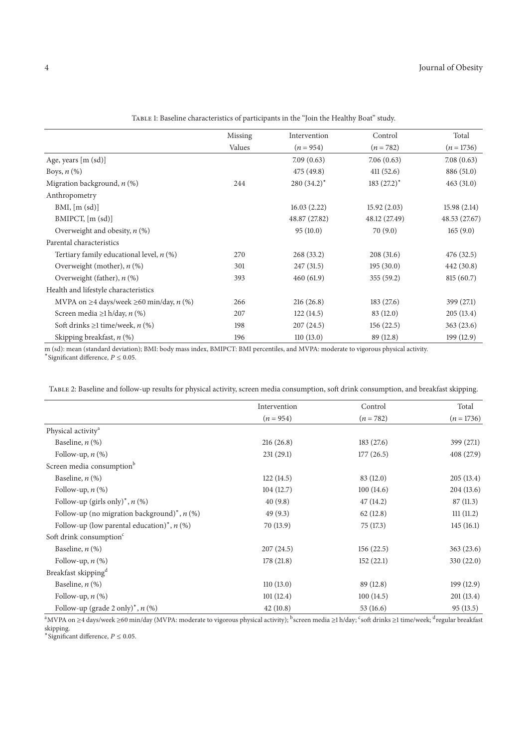Table 1: Baseline characteristics of participants in the "Join the Healthy Boat" study.

| | Missing Values | Intervention ($n = 954$) | Control ($n = 782$) | Total ($n = 1736$) |
|---|---|---|---|---|
| Age, years [m (sd)] | | 7.09 (0.63) | 7.06 (0.63) | 7.08 (0.63) |
| Boys, $n$ (%) | | 475 (49.8) | 411 (52.6) | 886 (51.0) |
| Migration background, $n$ (%) | 244 | 280 (34.2)* | 183 (27.2)* | 463 (31.0) |
| Anthropometry | | | | |
| BMI, [m (sd)] | | 16.03 (2.22) | 15.92 (2.03) | 15.98 (2.14) |
| BMIPCT, [m (sd)] | | 48.87 (27.82) | 48.12 (27.49) | 48.53 (27.67) |
| Overweight and obesity, $n$ (%) | | 95 (10.0) | 70 (9.0) | 165 (9.0) |
| Parental characteristics | | | | |
| Tertiary family educational level, $n$ (%) | 270 | 268 (33.2) | 208 (31.6) | 476 (32.5) |
| Overweight (mother), $n$ (%) | 301 | 247 (31.5) | 195 (30.0) | 442 (30.8) |
| Overweight (father), $n$ (%) | 393 | 460 (61.9) | 355 (59.2) | 815 (60.7) |
| Health and lifestyle characteristics | | | | |
| MVPA on ≥4 days/week ≥60 min/day, $n$ (%) | 266 | 216 (26.8) | 183 (27.6) | 399 (27.1) |
| Screen media ≥1 h/day, $n$ (%) | 207 | 122 (14.5) | 83 (12.0) | 205 (13.4) |
| Soft drinks ≥1 time/week, $n$ (%) | 198 | 207 (24.5) | 156 (22.5) | 363 (23.6) |
| Skipping breakfast, $n$ (%) | 196 | 110 (13.0) | 89 (12.8) | 199 (12.9) |

m (sd): mean (standard deviation); BMI: body mass index, BMIPCT: BMI percentiles, and MVPA: moderate to vigorous physical activity.
*Significant difference, $P \leq 0.05$.

Table 2: Baseline and follow-up results for physical activity, screen media consumption, soft drink consumption, and breakfast skipping.

| | Intervention ($n = 954$) | Control ($n = 782$) | Total ($n = 1736$) |
|---|---|---|---|
| Physical activity[a] | | | |
| Baseline, $n$ (%) | 216 (26.8) | 183 (27.6) | 399 (27.1) |
| Follow-up, $n$ (%) | 231 (29.1) | 177 (26.5) | 408 (27.9) |
| Screen media consumption[b] | | | |
| Baseline, $n$ (%) | 122 (14.5) | 83 (12.0) | 205 (13.4) |
| Follow-up, $n$ (%) | 104 (12.7) | 100 (14.6) | 204 (13.6) |
| Follow-up (girls only)*, $n$ (%) | 40 (9.8) | 47 (14.2) | 87 (11.3) |
| Follow-up (no migration background)*, $n$ (%) | 49 (9.3) | 62 (12.8) | 111 (11.2) |
| Follow-up (low parental education)*, $n$ (%) | 70 (13.9) | 75 (17.3) | 145 (16.1) |
| Soft drink consumption[c] | | | |
| Baseline, $n$ (%) | 207 (24.5) | 156 (22.5) | 363 (23.6) |
| Follow-up, $n$ (%) | 178 (21.8) | 152 (22.1) | 330 (22.0) |
| Breakfast skipping[d] | | | |
| Baseline, $n$ (%) | 110 (13.0) | 89 (12.8) | 199 (12.9) |
| Follow-up, $n$ (%) | 101 (12.4) | 100 (14.5) | 201 (13.4) |
| Follow-up (grade 2 only)*, $n$ (%) | 42 (10.8) | 53 (16.6) | 95 (13.5) |

[a]MVPA on ≥4 days/week ≥60 min/day (MVPA: moderate to vigorous physical activity); [b]screen media ≥1 h/day; [c]soft drinks ≥1 time/week; [d]regular breakfast skipping.
*Significant difference, $P \leq 0.05$.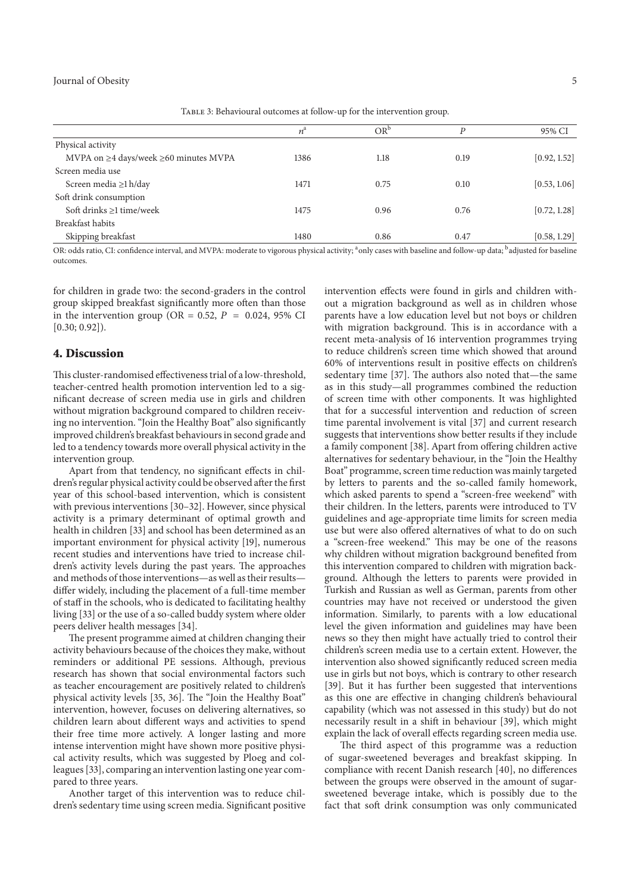Table 3: Behavioural outcomes at follow-up for the intervention group.

| | $n$[a] | OR[b] | $P$ | 95% CI |
|---|---|---|---|---|
| Physical activity | | | | |
| MVPA on ≥4 days/week ≥60 minutes MVPA | 1386 | 1.18 | 0.19 | [0.92, 1.52] |
| Screen media use | | | | |
| Screen media ≥1 h/day | 1471 | 0.75 | 0.10 | [0.53, 1.06] |
| Soft drink consumption | | | | |
| Soft drinks ≥1 time/week | 1475 | 0.96 | 0.76 | [0.72, 1.28] |
| Breakfast habits | | | | |
| Skipping breakfast | 1480 | 0.86 | 0.47 | [0.58, 1.29] |

OR: odds ratio, CI: confidence interval, and MVPA: moderate to vigorous physical activity; [a]only cases with baseline and follow-up data; [b]adjusted for baseline outcomes.

for children in grade two: the second-graders in the control group skipped breakfast significantly more often than those in the intervention group (OR = 0.52, $P = 0.024$, 95% CI [0.30; 0.92]).

## 4. Discussion

This cluster-randomised effectiveness trial of a low-threshold, teacher-centred health promotion intervention led to a significant decrease of screen media use in girls and children without migration background compared to children receiving no intervention. "Join the Healthy Boat" also significantly improved children's breakfast behaviours in second grade and led to a tendency towards more overall physical activity in the intervention group.

Apart from that tendency, no significant effects in children's regular physical activity could be observed after the first year of this school-based intervention, which is consistent with previous interventions [30–32]. However, since physical activity is a primary determinant of optimal growth and health in children [33] and school has been determined as an important environment for physical activity [19], numerous recent studies and interventions have tried to increase children's activity levels during the past years. The approaches and methods of those interventions—as well as their results—differ widely, including the placement of a full-time member of staff in the schools, who is dedicated to facilitating healthy living [33] or the use of a so-called buddy system where older peers deliver health messages [34].

The present programme aimed at children changing their activity behaviours because of the choices they make, without reminders or additional PE sessions. Although, previous research has shown that social environmental factors such as teacher encouragement are positively related to children's physical activity levels [35, 36]. The "Join the Healthy Boat" intervention, however, focuses on delivering alternatives, so children learn about different ways and activities to spend their free time more actively. A longer lasting and more intense intervention might have shown more positive physical activity results, which was suggested by Ploeg and colleagues [33], comparing an intervention lasting one year compared to three years.

Another target of this intervention was to reduce children's sedentary time using screen media. Significant positive intervention effects were found in girls and children without a migration background as well as in children whose parents have a low education level but not boys or children with migration background. This is in accordance with a recent meta-analysis of 16 intervention programmes trying to reduce children's screen time which showed that around 60% of interventions result in positive effects on children's sedentary time [37]. The authors also noted that—the same as in this study—all programmes combined the reduction of screen time with other components. It was highlighted that for a successful intervention and reduction of screen time parental involvement is vital [37] and current research suggests that interventions show better results if they include a family component [38]. Apart from offering children active alternatives for sedentary behaviour, in the "Join the Healthy Boat" programme, screen time reduction was mainly targeted by letters to parents and the so-called family homework, which asked parents to spend a "screen-free weekend" with their children. In the letters, parents were introduced to TV guidelines and age-appropriate time limits for screen media use but were also offered alternatives of what to do on such a "screen-free weekend." This may be one of the reasons why children without migration background benefited from this intervention compared to children with migration background. Although the letters to parents were provided in Turkish and Russian as well as German, parents from other countries may have not received or understood the given information. Similarly, to parents with a low educational level the given information and guidelines may have been news so they then might have actually tried to control their children's screen media use to a certain extent. However, the intervention also showed significantly reduced screen media use in girls but not boys, which is contrary to other research [39]. But it has further been suggested that interventions as this one are effective in changing children's behavioural capability (which was not assessed in this study) but do not necessarily result in a shift in behaviour [39], which might explain the lack of overall effects regarding screen media use.

The third aspect of this programme was a reduction of sugar-sweetened beverages and breakfast skipping. In compliance with recent Danish research [40], no differences between the groups were observed in the amount of sugar-sweetened beverage intake, which is possibly due to the fact that soft drink consumption was only communicated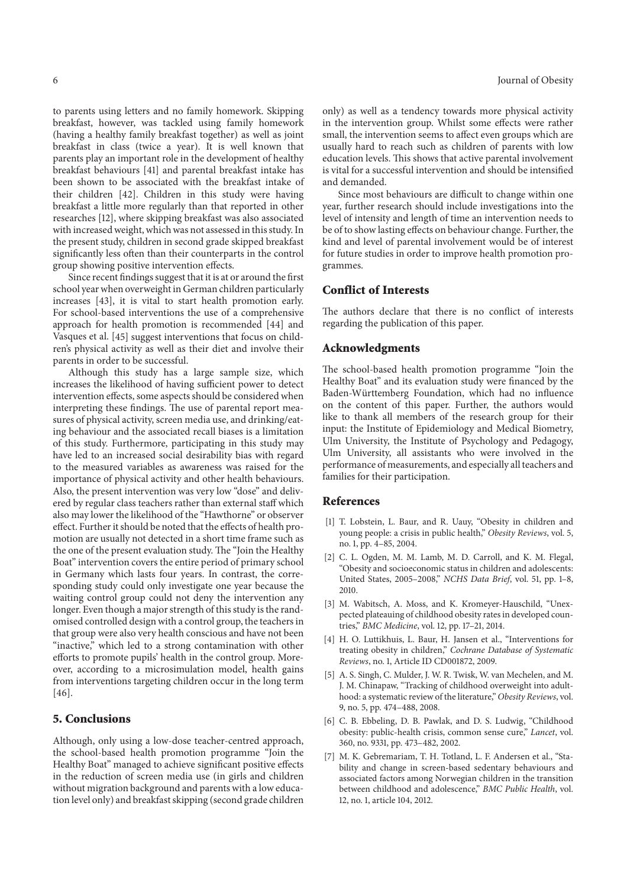to parents using letters and no family homework. Skipping breakfast, however, was tackled using family homework (having a healthy family breakfast together) as well as joint breakfast in class (twice a year). It is well known that parents play an important role in the development of healthy breakfast behaviours [41] and parental breakfast intake has been shown to be associated with the breakfast intake of their children [42]. Children in this study were having breakfast a little more regularly than that reported in other researches [12], where skipping breakfast was also associated with increased weight, which was not assessed in this study. In the present study, children in second grade skipped breakfast significantly less often than their counterparts in the control group showing positive intervention effects.

Since recent findings suggest that it is at or around the first school year when overweight in German children particularly increases [43], it is vital to start health promotion early. For school-based interventions the use of a comprehensive approach for health promotion is recommended [44] and Vasques et al. [45] suggest interventions that focus on children's physical activity as well as their diet and involve their parents in order to be successful.

Although this study has a large sample size, which increases the likelihood of having sufficient power to detect intervention effects, some aspects should be considered when interpreting these findings. The use of parental report measures of physical activity, screen media use, and drinking/eating behaviour and the associated recall biases is a limitation of this study. Furthermore, participating in this study may have led to an increased social desirability bias with regard to the measured variables as awareness was raised for the importance of physical activity and other health behaviours. Also, the present intervention was very low "dose" and delivered by regular class teachers rather than external staff which also may lower the likelihood of the "Hawthorne" or observer effect. Further it should be noted that the effects of health promotion are usually not detected in a short time frame such as the one of the present evaluation study. The "Join the Healthy Boat" intervention covers the entire period of primary school in Germany which lasts four years. In contrast, the corresponding study could only investigate one year because the waiting control group could not deny the intervention any longer. Even though a major strength of this study is the randomised controlled design with a control group, the teachers in that group were also very health conscious and have not been "inactive," which led to a strong contamination with other efforts to promote pupils' health in the control group. Moreover, according to a microsimulation model, health gains from interventions targeting children occur in the long term [46].

## 5. Conclusions

Although, only using a low-dose teacher-centred approach, the school-based health promotion programme "Join the Healthy Boat" managed to achieve significant positive effects in the reduction of screen media use (in girls and children without migration background and parents with a low education level only) and breakfast skipping (second grade children only) as well as a tendency towards more physical activity in the intervention group. Whilst some effects were rather small, the intervention seems to affect even groups which are usually hard to reach such as children of parents with low education levels. This shows that active parental involvement is vital for a successful intervention and should be intensified and demanded.

Since most behaviours are difficult to change within one year, further research should include investigations into the level of intensity and length of time an intervention needs to be of to show lasting effects on behaviour change. Further, the kind and level of parental involvement would be of interest for future studies in order to improve health promotion programmes.

## Conflict of Interests

The authors declare that there is no conflict of interests regarding the publication of this paper.

## Acknowledgments

The school-based health promotion programme "Join the Healthy Boat" and its evaluation study were financed by the Baden-Württemberg Foundation, which had no influence on the content of this paper. Further, the authors would like to thank all members of the research group for their input: the Institute of Epidemiology and Medical Biometry, Ulm University, the Institute of Psychology and Pedagogy, Ulm University, all assistants who were involved in the performance of measurements, and especially all teachers and families for their participation.

## References

[1] T. Lobstein, L. Baur, and R. Uauy, "Obesity in children and young people: a crisis in public health," *Obesity Reviews*, vol. 5, no. 1, pp. 4–85, 2004.

[2] C. L. Ogden, M. M. Lamb, M. D. Carroll, and K. M. Flegal, "Obesity and socioeconomic status in children and adolescents: United States, 2005–2008," *NCHS Data Brief*, vol. 51, pp. 1–8, 2010.

[3] M. Wabitsch, A. Moss, and K. Kromeyer-Hauschild, "Unexpected plateauing of childhood obesity rates in developed countries," *BMC Medicine*, vol. 12, pp. 17–21, 2014.

[4] H. O. Luttikhuis, L. Baur, H. Jansen et al., "Interventions for treating obesity in children," *Cochrane Database of Systematic Reviews*, no. 1, Article ID CD001872, 2009.

[5] A. S. Singh, C. Mulder, J. W. R. Twisk, W. van Mechelen, and M. J. M. Chinapaw, "Tracking of childhood overweight into adulthood: a systematic review of the literature," *Obesity Reviews*, vol. 9, no. 5, pp. 474–488, 2008.

[6] C. B. Ebbeling, D. B. Pawlak, and D. S. Ludwig, "Childhood obesity: public-health crisis, common sense cure," *Lancet*, vol. 360, no. 9331, pp. 473–482, 2002.

[7] M. K. Gebremariam, T. H. Totland, L. F. Andersen et al., "Stability and change in screen-based sedentary behaviours and associated factors among Norwegian children in the transition between childhood and adolescence," *BMC Public Health*, vol. 12, no. 1, article 104, 2012.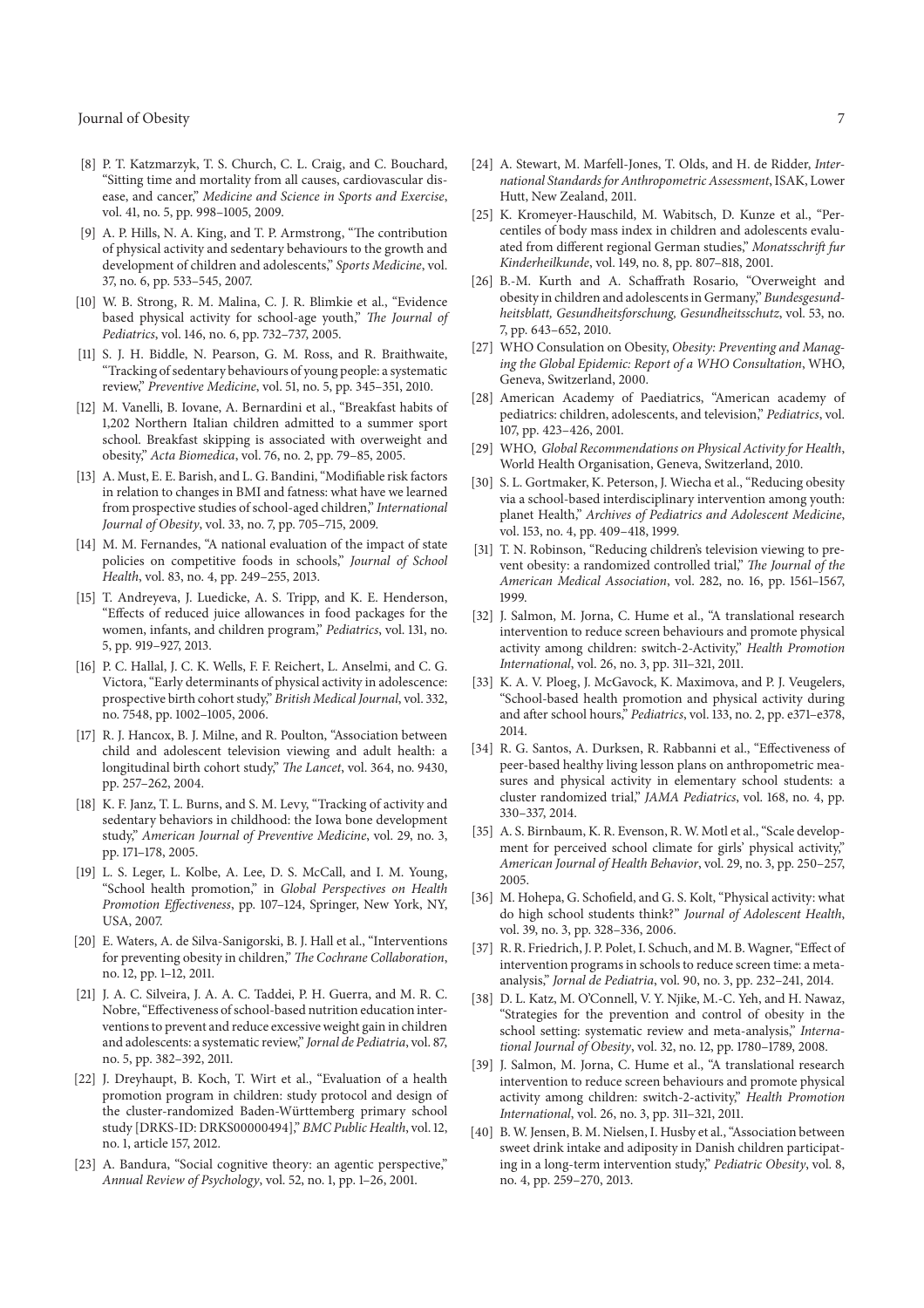[8] P. T. Katzmarzyk, T. S. Church, C. L. Craig, and C. Bouchard, "Sitting time and mortality from all causes, cardiovascular disease, and cancer," *Medicine and Science in Sports and Exercise*, vol. 41, no. 5, pp. 998–1005, 2009.

[9] A. P. Hills, N. A. King, and T. P. Armstrong, "The contribution of physical activity and sedentary behaviours to the growth and development of children and adolescents," *Sports Medicine*, vol. 37, no. 6, pp. 533–545, 2007.

[10] W. B. Strong, R. M. Malina, C. J. R. Blimkie et al., "Evidence based physical activity for school-age youth," *The Journal of Pediatrics*, vol. 146, no. 6, pp. 732–737, 2005.

[11] S. J. H. Biddle, N. Pearson, G. M. Ross, and R. Braithwaite, "Tracking of sedentary behaviours of young people: a systematic review," *Preventive Medicine*, vol. 51, no. 5, pp. 345–351, 2010.

[12] M. Vanelli, B. Iovane, A. Bernardini et al., "Breakfast habits of 1,202 Northern Italian children admitted to a summer sport school. Breakfast skipping is associated with overweight and obesity," *Acta Biomedica*, vol. 76, no. 2, pp. 79–85, 2005.

[13] A. Must, E. E. Barish, and L. G. Bandini, "Modifiable risk factors in relation to changes in BMI and fatness: what have we learned from prospective studies of school-aged children," *International Journal of Obesity*, vol. 33, no. 7, pp. 705–715, 2009.

[14] M. M. Fernandes, "A national evaluation of the impact of state policies on competitive foods in schools," *Journal of School Health*, vol. 83, no. 4, pp. 249–255, 2013.

[15] T. Andreyeva, J. Luedicke, A. S. Tripp, and K. E. Henderson, "Effects of reduced juice allowances in food packages for the women, infants, and children program," *Pediatrics*, vol. 131, no. 5, pp. 919–927, 2013.

[16] P. C. Hallal, J. C. K. Wells, F. F. Reichert, L. Anselmi, and C. G. Victora, "Early determinants of physical activity in adolescence: prospective birth cohort study," *British Medical Journal*, vol. 332, no. 7548, pp. 1002–1005, 2006.

[17] R. J. Hancox, B. J. Milne, and R. Poulton, "Association between child and adolescent television viewing and adult health: a longitudinal birth cohort study," *The Lancet*, vol. 364, no. 9430, pp. 257–262, 2004.

[18] K. F. Janz, T. L. Burns, and S. M. Levy, "Tracking of activity and sedentary behaviors in childhood: the Iowa bone development study," *American Journal of Preventive Medicine*, vol. 29, no. 3, pp. 171–178, 2005.

[19] L. S. Leger, L. Kolbe, A. Lee, D. S. McCall, and I. M. Young, "School health promotion," in *Global Perspectives on Health Promotion Effectiveness*, pp. 107–124, Springer, New York, NY, USA, 2007.

[20] E. Waters, A. de Silva-Sanigorski, B. J. Hall et al., "Interventions for preventing obesity in children," *The Cochrane Collaboration*, no. 12, pp. 1–12, 2011.

[21] J. A. C. Silveira, J. A. A. C. Taddei, P. H. Guerra, and M. R. C. Nobre, "Effectiveness of school-based nutrition education interventions to prevent and reduce excessive weight gain in children and adolescents: a systematic review," *Jornal de Pediatria*, vol. 87, no. 5, pp. 382–392, 2011.

[22] J. Dreyhaupt, B. Koch, T. Wirt et al., "Evaluation of a health promotion program in children: study protocol and design of the cluster-randomized Baden-Württemberg primary school study [DRKS-ID: DRKS00000494]," *BMC Public Health*, vol. 12, no. 1, article 157, 2012.

[23] A. Bandura, "Social cognitive theory: an agentic perspective," *Annual Review of Psychology*, vol. 52, no. 1, pp. 1–26, 2001.

[24] A. Stewart, M. Marfell-Jones, T. Olds, and H. de Ridder, *International Standards for Anthropometric Assessment*, ISAK, Lower Hutt, New Zealand, 2011.

[25] K. Kromeyer-Hauschild, M. Wabitsch, D. Kunze et al., "Percentiles of body mass index in children and adolescents evaluated from different regional German studies," *Monatsschrift fur Kinderheilkunde*, vol. 149, no. 8, pp. 807–818, 2001.

[26] B.-M. Kurth and A. Schaffrath Rosario, "Overweight and obesity in children and adolescents in Germany," *Bundesgesundheitsblatt, Gesundheitsforschung, Gesundheitsschutz*, vol. 53, no. 7, pp. 643–652, 2010.

[27] WHO Consulation on Obesity, *Obesity: Preventing and Managing the Global Epidemic: Report of a WHO Consultation*, WHO, Geneva, Switzerland, 2000.

[28] American Academy of Paediatrics, "American academy of pediatrics: children, adolescents, and television," *Pediatrics*, vol. 107, pp. 423–426, 2001.

[29] WHO, *Global Recommendations on Physical Activity for Health*, World Health Organisation, Geneva, Switzerland, 2010.

[30] S. L. Gortmaker, K. Peterson, J. Wiecha et al., "Reducing obesity via a school-based interdisciplinary intervention among youth: planet Health," *Archives of Pediatrics and Adolescent Medicine*, vol. 153, no. 4, pp. 409–418, 1999.

[31] T. N. Robinson, "Reducing children's television viewing to prevent obesity: a randomized controlled trial," *The Journal of the American Medical Association*, vol. 282, no. 16, pp. 1561–1567, 1999.

[32] J. Salmon, M. Jorna, C. Hume et al., "A translational research intervention to reduce screen behaviours and promote physical activity among children: switch-2-Activity," *Health Promotion International*, vol. 26, no. 3, pp. 311–321, 2011.

[33] K. A. V. Ploeg, J. McGavock, K. Maximova, and P. J. Veugelers, "School-based health promotion and physical activity during and after school hours," *Pediatrics*, vol. 133, no. 2, pp. e371–e378, 2014.

[34] R. G. Santos, A. Durksen, R. Rabbanni et al., "Effectiveness of peer-based healthy living lesson plans on anthropometric measures and physical activity in elementary school students: a cluster randomized trial," *JAMA Pediatrics*, vol. 168, no. 4, pp. 330–337, 2014.

[35] A. S. Birnbaum, K. R. Evenson, R. W. Motl et al., "Scale development for perceived school climate for girls' physical activity," *American Journal of Health Behavior*, vol. 29, no. 3, pp. 250–257, 2005.

[36] M. Hohepa, G. Schofield, and G. S. Kolt, "Physical activity: what do high school students think?" *Journal of Adolescent Health*, vol. 39, no. 3, pp. 328–336, 2006.

[37] R. R. Friedrich, J. P. Polet, I. Schuch, and M. B. Wagner, "Effect of intervention programs in schools to reduce screen time: a meta-analysis," *Jornal de Pediatria*, vol. 90, no. 3, pp. 232–241, 2014.

[38] D. L. Katz, M. O'Connell, V. Y. Njike, M.-C. Yeh, and H. Nawaz, "Strategies for the prevention and control of obesity in the school setting: systematic review and meta-analysis," *International Journal of Obesity*, vol. 32, no. 12, pp. 1780–1789, 2008.

[39] J. Salmon, M. Jorna, C. Hume et al., "A translational research intervention to reduce screen behaviours and promote physical activity among children: switch-2-activity," *Health Promotion International*, vol. 26, no. 3, pp. 311–321, 2011.

[40] B. W. Jensen, B. M. Nielsen, I. Husby et al., "Association between sweet drink intake and adiposity in Danish children participating in a long-term intervention study," *Pediatric Obesity*, vol. 8, no. 4, pp. 259–270, 2013.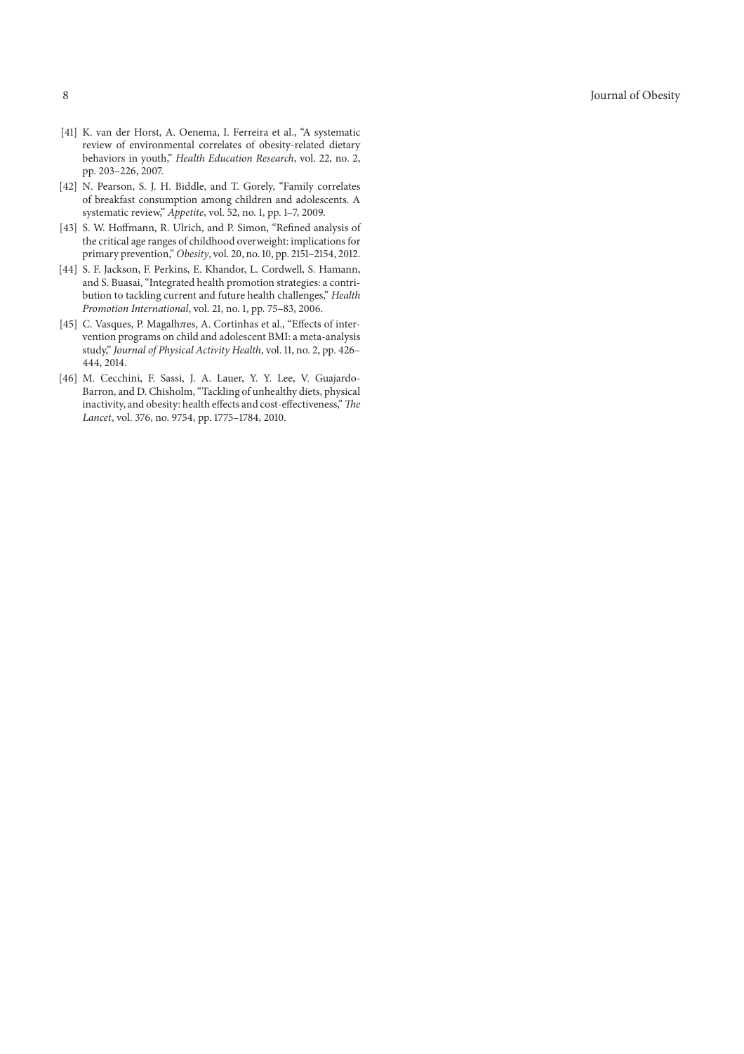[41] K. van der Horst, A. Oenema, I. Ferreira et al., "A systematic review of environmental correlates of obesity-related dietary behaviors in youth," *Health Education Research*, vol. 22, no. 2, pp. 203–226, 2007.

[42] N. Pearson, S. J. H. Biddle, and T. Gorely, "Family correlates of breakfast consumption among children and adolescents. A systematic review," *Appetite*, vol. 52, no. 1, pp. 1–7, 2009.

[43] S. W. Hoffmann, R. Ulrich, and P. Simon, "Refined analysis of the critical age ranges of childhood overweight: implications for primary prevention," *Obesity*, vol. 20, no. 10, pp. 2151–2154, 2012.

[44] S. F. Jackson, F. Perkins, E. Khandor, L. Cordwell, S. Hamann, and S. Buasai, "Integrated health promotion strategies: a contribution to tackling current and future health challenges," *Health Promotion International*, vol. 21, no. 1, pp. 75–83, 2006.

[45] C. Vasques, P. Magalhπes, A. Cortinhas et al., "Effects of intervention programs on child and adolescent BMI: a meta-analysis study," *Journal of Physical Activity Health*, vol. 11, no. 2, pp. 426–444, 2014.

[46] M. Cecchini, F. Sassi, J. A. Lauer, Y. Y. Lee, V. Guajardo-Barron, and D. Chisholm, "Tackling of unhealthy diets, physical inactivity, and obesity: health effects and cost-effectiveness," *The Lancet*, vol. 376, no. 9754, pp. 1775–1784, 2010.